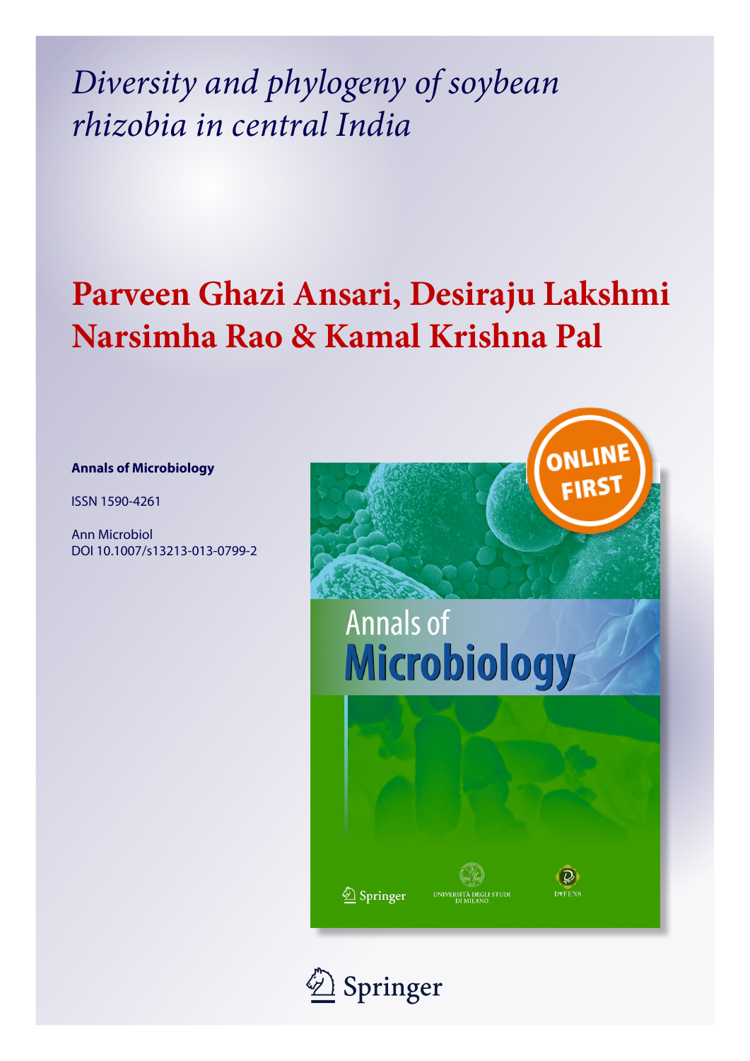# *Diversity and phylogeny of soybean rhizobia in central India*

## Parveen Ghazi Ansari, Desiraju Lakshmi Narsimha Rao & Kamal Krishna Pal

**Annals of Microbiology**

ISSN 1590-4261

Ann Microbiol
DOI 10.1007/s13213-013-0799-2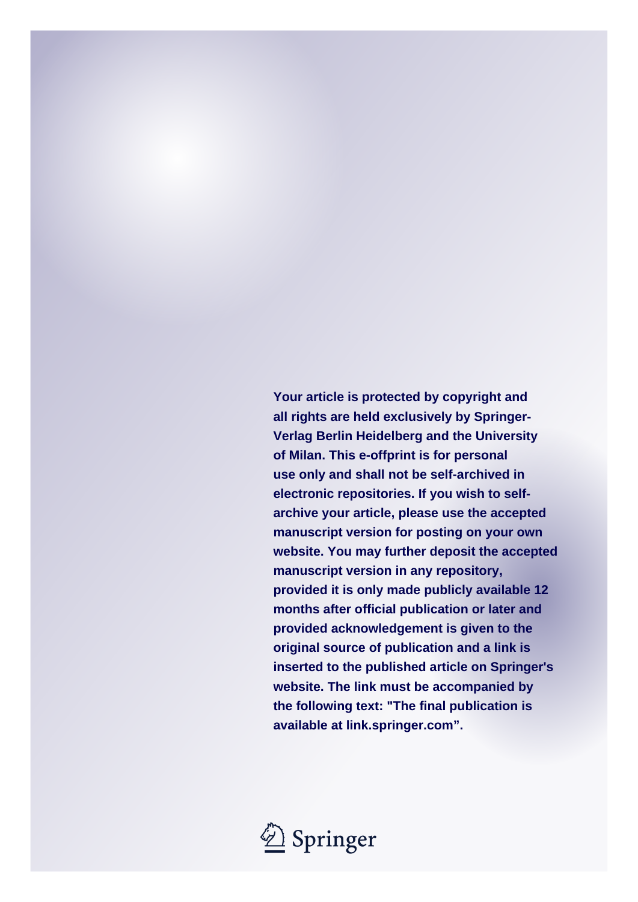**Your article is protected by copyright and all rights are held exclusively by Springer-Verlag Berlin Heidelberg and the University of Milan. This e-offprint is for personal use only and shall not be self-archived in electronic repositories. If you wish to self-archive your article, please use the accepted manuscript version for posting on your own website. You may further deposit the accepted manuscript version in any repository, provided it is only made publicly available 12 months after official publication or later and provided acknowledgement is given to the original source of publication and a link is inserted to the published article on Springer's website. The link must be accompanied by the following text: "The final publication is available at link.springer.com".**

Springer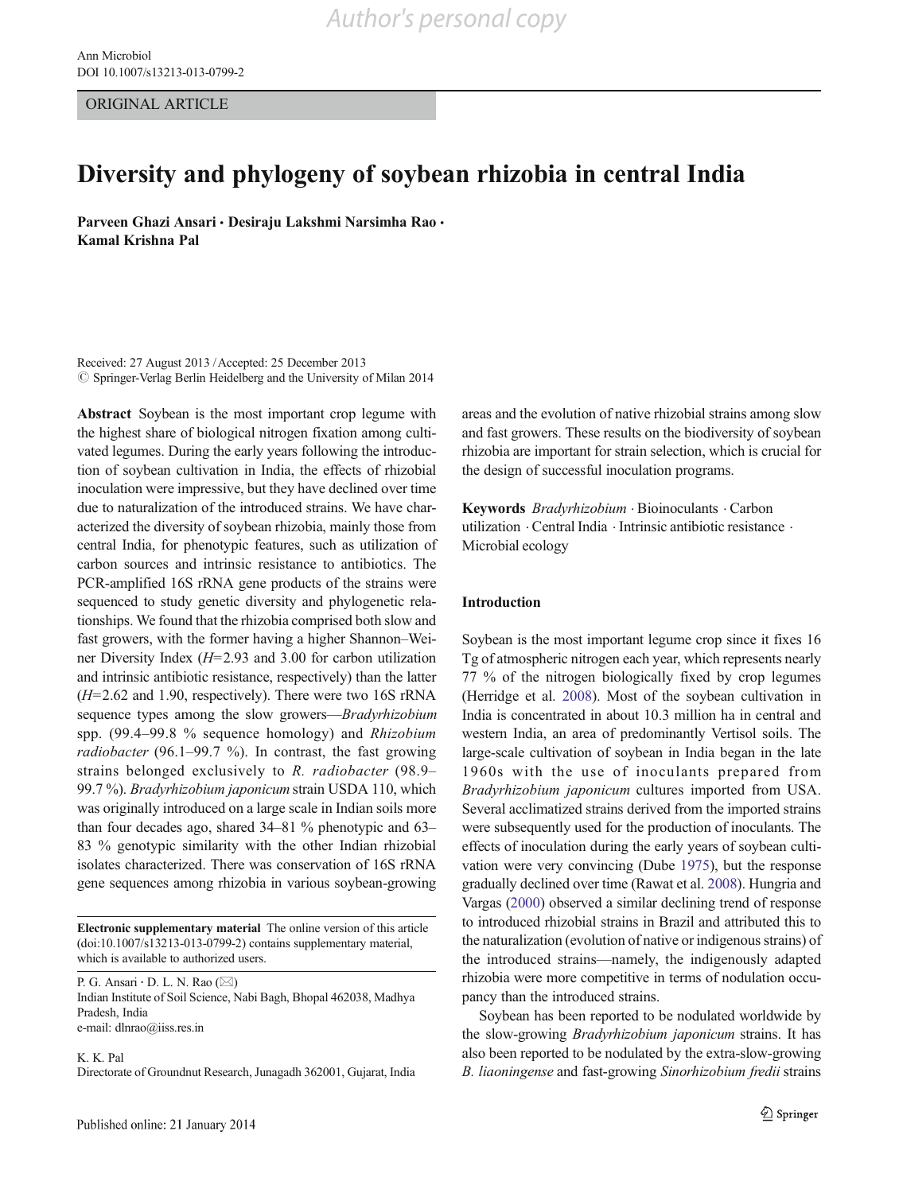ORIGINAL ARTICLE

# Diversity and phylogeny of soybean rhizobia in central India

**Parveen Ghazi Ansari · Desiraju Lakshmi Narsimha Rao · Kamal Krishna Pal**

Received: 27 August 2013 / Accepted: 25 December 2013
© Springer-Verlag Berlin Heidelberg and the University of Milan 2014

**Abstract** Soybean is the most important crop legume with the highest share of biological nitrogen fixation among cultivated legumes. During the early years following the introduction of soybean cultivation in India, the effects of rhizobial inoculation were impressive, but they have declined over time due to naturalization of the introduced strains. We have characterized the diversity of soybean rhizobia, mainly those from central India, for phenotypic features, such as utilization of carbon sources and intrinsic resistance to antibiotics. The PCR-amplified 16S rRNA gene products of the strains were sequenced to study genetic diversity and phylogenetic relationships. We found that the rhizobia comprised both slow and fast growers, with the former having a higher Shannon–Weiner Diversity Index ($H$=2.93 and 3.00 for carbon utilization and intrinsic antibiotic resistance, respectively) than the latter ($H$=2.62 and 1.90, respectively). There were two 16S rRNA sequence types among the slow growers—*Bradyrhizobium* spp. (99.4–99.8 % sequence homology) and *Rhizobium radiobacter* (96.1–99.7 %). In contrast, the fast growing strains belonged exclusively to *R. radiobacter* (98.9–99.7 %). *Bradyrhizobium japonicum* strain USDA 110, which was originally introduced on a large scale in Indian soils more than four decades ago, shared 34–81 % phenotypic and 63–83 % genotypic similarity with the other Indian rhizobial isolates characterized. There was conservation of 16S rRNA gene sequences among rhizobia in various soybean-growing areas and the evolution of native rhizobial strains among slow and fast growers. These results on the biodiversity of soybean rhizobia are important for strain selection, which is crucial for the design of successful inoculation programs.

**Keywords** *Bradyrhizobium* · Bioinoculants · Carbon utilization · Central India · Intrinsic antibiotic resistance · Microbial ecology

**Electronic supplementary material** The online version of this article (doi:10.1007/s13213-013-0799-2) contains supplementary material, which is available to authorized users.

P. G. Ansari · D. L. N. Rao (✉)
Indian Institute of Soil Science, Nabi Bagh, Bhopal 462038, Madhya Pradesh, India
e-mail: dlnrao@iiss.res.in

K. K. Pal
Directorate of Groundnut Research, Junagadh 362001, Gujarat, India

## Introduction

Soybean is the most important legume crop since it fixes 16 Tg of atmospheric nitrogen each year, which represents nearly 77 % of the nitrogen biologically fixed by crop legumes (Herridge et al. 2008). Most of the soybean cultivation in India is concentrated in about 10.3 million ha in central and western India, an area of predominantly Vertisol soils. The large-scale cultivation of soybean in India began in the late 1960s with the use of inoculants prepared from *Bradyrhizobium japonicum* cultures imported from USA. Several acclimatized strains derived from the imported strains were subsequently used for the production of inoculants. The effects of inoculation during the early years of soybean cultivation were very convincing (Dube 1975), but the response gradually declined over time (Rawat et al. 2008). Hungria and Vargas (2000) observed a similar declining trend of response to introduced rhizobial strains in Brazil and attributed this to the naturalization (evolution of native or indigenous strains) of the introduced strains—namely, the indigenously adapted rhizobia were more competitive in terms of nodulation occupancy than the introduced strains.

Soybean has been reported to be nodulated worldwide by the slow-growing *Bradyrhizobium japonicum* strains. It has also been reported to be nodulated by the extra-slow-growing *B. liaoningense* and fast-growing *Sinorhizobium fredii* strains

Published online: 21 January 2014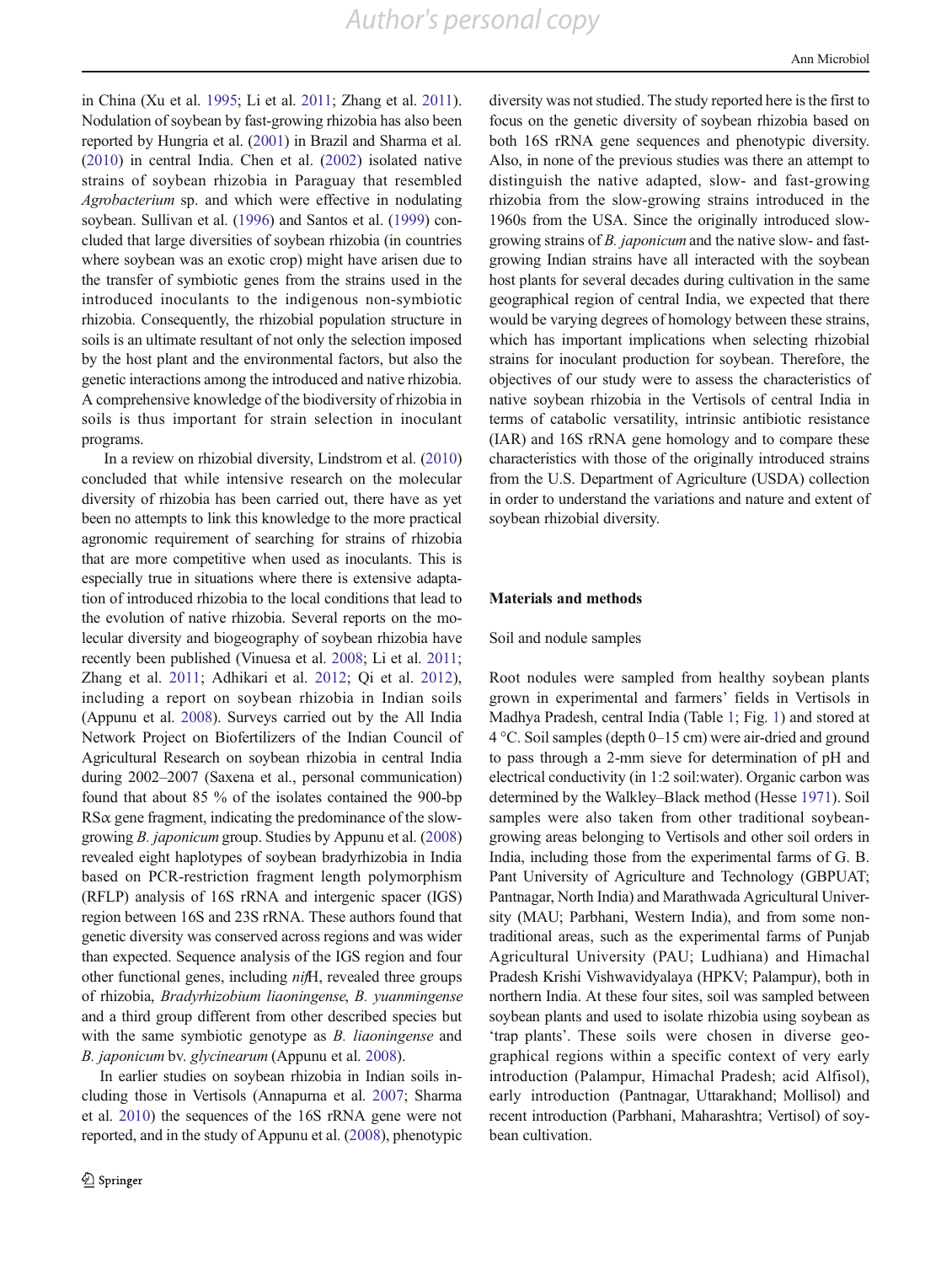in China (Xu et al. 1995; Li et al. 2011; Zhang et al. 2011). Nodulation of soybean by fast-growing rhizobia has also been reported by Hungria et al. (2001) in Brazil and Sharma et al. (2010) in central India. Chen et al. (2002) isolated native strains of soybean rhizobia in Paraguay that resembled *Agrobacterium* sp. and which were effective in nodulating soybean. Sullivan et al. (1996) and Santos et al. (1999) concluded that large diversities of soybean rhizobia (in countries where soybean was an exotic crop) might have arisen due to the transfer of symbiotic genes from the strains used in the introduced inoculants to the indigenous non-symbiotic rhizobia. Consequently, the rhizobial population structure in soils is an ultimate resultant of not only the selection imposed by the host plant and the environmental factors, but also the genetic interactions among the introduced and native rhizobia. A comprehensive knowledge of the biodiversity of rhizobia in soils is thus important for strain selection in inoculant programs.

In a review on rhizobial diversity, Lindstrom et al. (2010) concluded that while intensive research on the molecular diversity of rhizobia has been carried out, there have as yet been no attempts to link this knowledge to the more practical agronomic requirement of searching for strains of rhizobia that are more competitive when used as inoculants. This is especially true in situations where there is extensive adaptation of introduced rhizobia to the local conditions that lead to the evolution of native rhizobia. Several reports on the molecular diversity and biogeography of soybean rhizobia have recently been published (Vinuesa et al. 2008; Li et al. 2011; Zhang et al. 2011; Adhikari et al. 2012; Qi et al. 2012), including a report on soybean rhizobia in Indian soils (Appunu et al. 2008). Surveys carried out by the All India Network Project on Biofertilizers of the Indian Council of Agricultural Research on soybean rhizobia in central India during 2002–2007 (Saxena et al., personal communication) found that about 85 % of the isolates contained the 900-bp RSα gene fragment, indicating the predominance of the slow-growing *B. japonicum* group. Studies by Appunu et al. (2008) revealed eight haplotypes of soybean bradyrhizobia in India based on PCR-restriction fragment length polymorphism (RFLP) analysis of 16S rRNA and intergenic spacer (IGS) region between 16S and 23S rRNA. These authors found that genetic diversity was conserved across regions and was wider than expected. Sequence analysis of the IGS region and four other functional genes, including *nif*H, revealed three groups of rhizobia, *Bradyrhizobium liaoningense*, *B. yuanmingense* and a third group different from other described species but with the same symbiotic genotype as *B. liaoningense* and *B. japonicum* bv. *glycinearum* (Appunu et al. 2008).

In earlier studies on soybean rhizobia in Indian soils including those in Vertisols (Annapurna et al. 2007; Sharma et al. 2010) the sequences of the 16S rRNA gene were not reported, and in the study of Appunu et al. (2008), phenotypic diversity was not studied. The study reported here is the first to focus on the genetic diversity of soybean rhizobia based on both 16S rRNA gene sequences and phenotypic diversity. Also, in none of the previous studies was there an attempt to distinguish the native adapted, slow- and fast-growing rhizobia from the slow-growing strains introduced in the 1960s from the USA. Since the originally introduced slow-growing strains of *B. japonicum* and the native slow- and fast-growing Indian strains have all interacted with the soybean host plants for several decades during cultivation in the same geographical region of central India, we expected that there would be varying degrees of homology between these strains, which has important implications when selecting rhizobial strains for inoculant production for soybean. Therefore, the objectives of our study were to assess the characteristics of native soybean rhizobia in the Vertisols of central India in terms of catabolic versatility, intrinsic antibiotic resistance (IAR) and 16S rRNA gene homology and to compare these characteristics with those of the originally introduced strains from the U.S. Department of Agriculture (USDA) collection in order to understand the variations and nature and extent of soybean rhizobial diversity.

## Materials and methods

### Soil and nodule samples

Root nodules were sampled from healthy soybean plants grown in experimental and farmers' fields in Vertisols in Madhya Pradesh, central India (Table 1; Fig. 1) and stored at 4 °C. Soil samples (depth 0–15 cm) were air-dried and ground to pass through a 2-mm sieve for determination of pH and electrical conductivity (in 1:2 soil:water). Organic carbon was determined by the Walkley–Black method (Hesse 1971). Soil samples were also taken from other traditional soybean-growing areas belonging to Vertisols and other soil orders in India, including those from the experimental farms of G. B. Pant University of Agriculture and Technology (GBPUAT; Pantnagar, North India) and Marathwada Agricultural University (MAU; Parbhani, Western India), and from some non-traditional areas, such as the experimental farms of Punjab Agricultural University (PAU; Ludhiana) and Himachal Pradesh Krishi Vishwavidyalaya (HPKV; Palampur), both in northern India. At these four sites, soil was sampled between soybean plants and used to isolate rhizobia using soybean as 'trap plants'. These soils were chosen in diverse geographical regions within a specific context of very early introduction (Palampur, Himachal Pradesh; acid Alfisol), early introduction (Pantnagar, Uttarakhand; Mollisol) and recent introduction (Parbhani, Maharashtra; Vertisol) of soybean cultivation.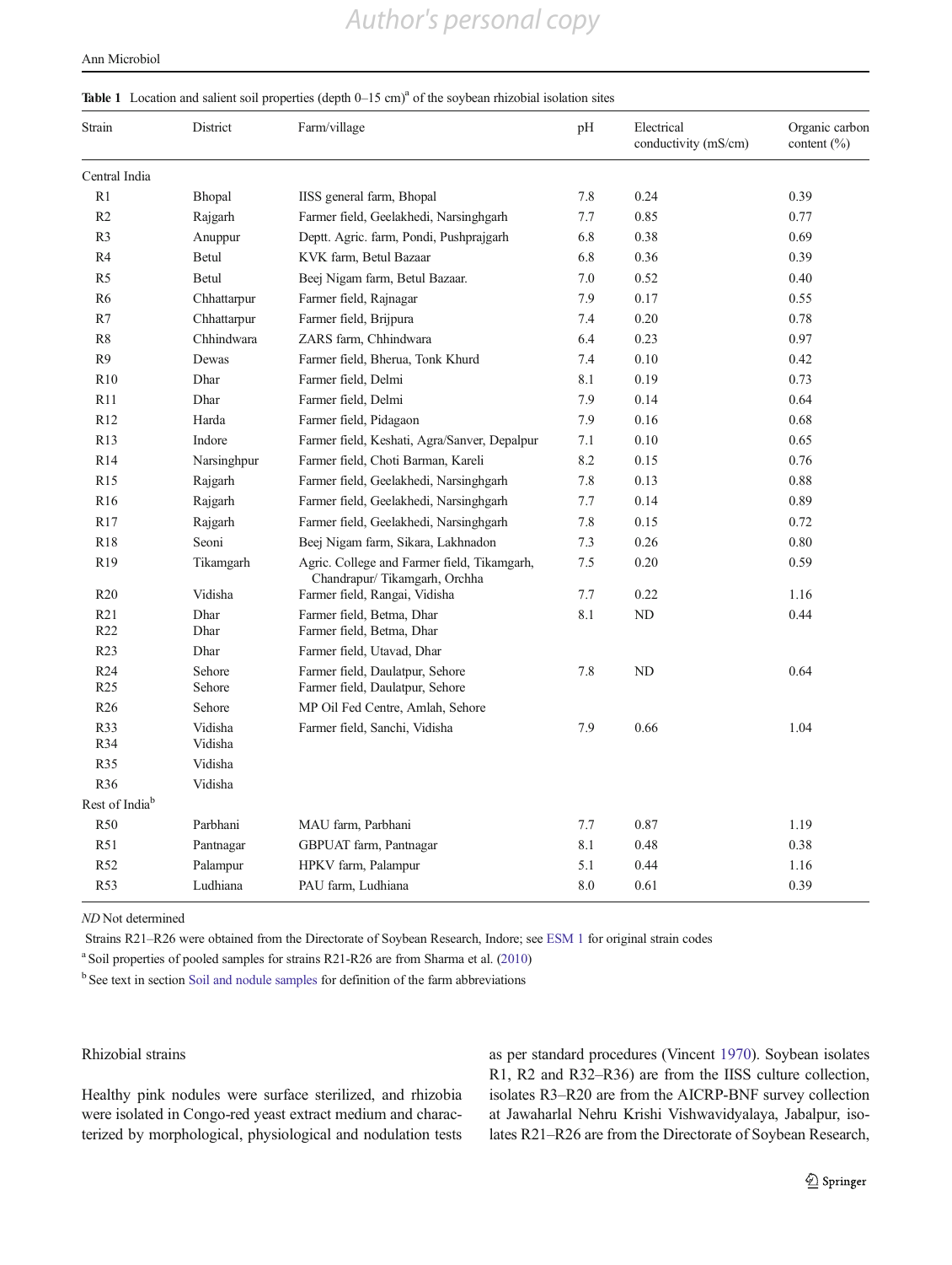**Table 1** Location and salient soil properties (depth 0–15 cm)[a] of the soybean rhizobial isolation sites

| Strain | District | Farm/village | pH | Electrical conductivity (mS/cm) | Organic carbon content (%) |
|---|---|---|---|---|---|
| Central India | | | | | |
| R1 | Bhopal | IISS general farm, Bhopal | 7.8 | 0.24 | 0.39 |
| R2 | Rajgarh | Farmer field, Geelakhedi, Narsinghgarh | 7.7 | 0.85 | 0.77 |
| R3 | Anuppur | Deptt. Agric. farm, Pondi, Pushprajgarh | 6.8 | 0.38 | 0.69 |
| R4 | Betul | KVK farm, Betul Bazaar | 6.8 | 0.36 | 0.39 |
| R5 | Betul | Beej Nigam farm, Betul Bazaar. | 7.0 | 0.52 | 0.40 |
| R6 | Chhattarpur | Farmer field, Rajnagar | 7.9 | 0.17 | 0.55 |
| R7 | Chhattarpur | Farmer field, Brijpura | 7.4 | 0.20 | 0.78 |
| R8 | Chhindwara | ZARS farm, Chhindwara | 6.4 | 0.23 | 0.97 |
| R9 | Dewas | Farmer field, Bherua, Tonk Khurd | 7.4 | 0.10 | 0.42 |
| R10 | Dhar | Farmer field, Delmi | 8.1 | 0.19 | 0.73 |
| R11 | Dhar | Farmer field, Delmi | 7.9 | 0.14 | 0.64 |
| R12 | Harda | Farmer field, Pidagaon | 7.9 | 0.16 | 0.68 |
| R13 | Indore | Farmer field, Keshati, Agra/Sanver, Depalpur | 7.1 | 0.10 | 0.65 |
| R14 | Narsinghpur | Farmer field, Choti Barman, Kareli | 8.2 | 0.15 | 0.76 |
| R15 | Rajgarh | Farmer field, Geelakhedi, Narsinghgarh | 7.8 | 0.13 | 0.88 |
| R16 | Rajgarh | Farmer field, Geelakhedi, Narsinghgarh | 7.7 | 0.14 | 0.89 |
| R17 | Rajgarh | Farmer field, Geelakhedi, Narsinghgarh | 7.8 | 0.15 | 0.72 |
| R18 | Seoni | Beej Nigam farm, Sikara, Lakhnadon | 7.3 | 0.26 | 0.80 |
| R19 | Tikamgarh | Agric. College and Farmer field, Tikamgarh, Chandrapur/ Tikamgarh, Orchha | 7.5 | 0.20 | 0.59 |
| R20 | Vidisha | Farmer field, Rangai, Vidisha | 7.7 | 0.22 | 1.16 |
| R21 | Dhar | Farmer field, Betma, Dhar | 8.1 | ND | 0.44 |
| R22 | Dhar | Farmer field, Betma, Dhar | | | |
| R23 | Dhar | Farmer field, Utavad, Dhar | | | |
| R24 | Sehore | Farmer field, Daulatpur, Sehore | 7.8 | ND | 0.64 |
| R25 | Sehore | Farmer field, Daulatpur, Sehore | | | |
| R26 | Sehore | MP Oil Fed Centre, Amlah, Sehore | | | |
| R33 | Vidisha | Farmer field, Sanchi, Vidisha | 7.9 | 0.66 | 1.04 |
| R34 | Vidisha | | | | |
| R35 | Vidisha | | | | |
| R36 | Vidisha | | | | |
| Rest of India[b] | | | | | |
| R50 | Parbhani | MAU farm, Parbhani | 7.7 | 0.87 | 1.19 |
| R51 | Pantnagar | GBPUAT farm, Pantnagar | 8.1 | 0.48 | 0.38 |
| R52 | Palampur | HPKV farm, Palampur | 5.1 | 0.44 | 1.16 |
| R53 | Ludhiana | PAU farm, Ludhiana | 8.0 | 0.61 | 0.39 |

*ND* Not determined

Strains R21–R26 were obtained from the Directorate of Soybean Research, Indore; see ESM 1 for original strain codes

[a] Soil properties of pooled samples for strains R21-R26 are from Sharma et al. (2010)

[b] See text in section Soil and nodule samples for definition of the farm abbreviations

## Rhizobial strains

Healthy pink nodules were surface sterilized, and rhizobia were isolated in Congo-red yeast extract medium and characterized by morphological, physiological and nodulation tests as per standard procedures (Vincent 1970). Soybean isolates R1, R2 and R32–R36) are from the IISS culture collection, isolates R3–R20 are from the AICRP-BNF survey collection at Jawaharlal Nehru Krishi Vishwavidyalaya, Jabalpur, isolates R21–R26 are from the Directorate of Soybean Research,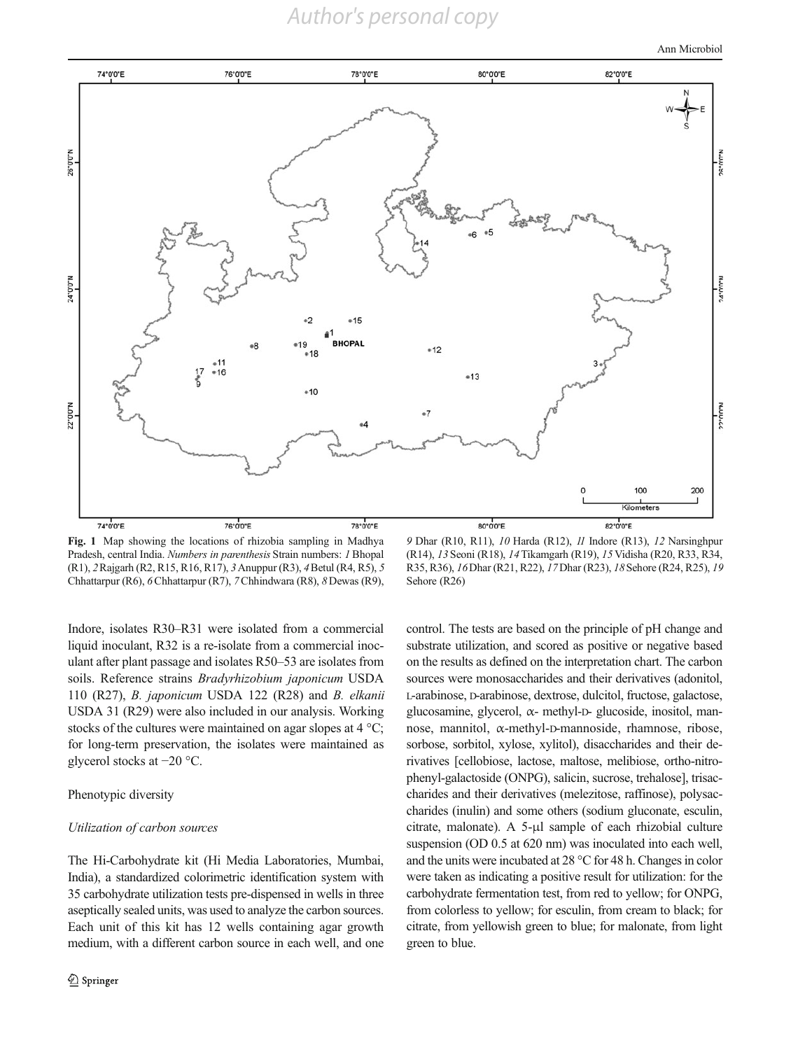**Fig. 1** Map showing the locations of rhizobia sampling in Madhya Pradesh, central India. *Numbers in parenthesis* Strain numbers: *1* Bhopal (R1), *2* Rajgarh (R2, R15, R16, R17), *3* Anuppur (R3), *4* Betul (R4, R5), *5* Chhattarpur (R6), *6* Chhattarpur (R7), *7* Chhindwara (R8), *8* Dewas (R9), *9* Dhar (R10, R11), *10* Harda (R12), *11* Indore (R13), *12* Narsinghpur (R14), *13* Seoni (R18), *14* Tikamgarh (R19), *15* Vidisha (R20, R33, R34, R35, R36), *16* Dhar (R21, R22), *17* Dhar (R23), *18* Sehore (R24, R25), *19* Sehore (R26)

Indore, isolates R30–R31 were isolated from a commercial liquid inoculant, R32 is a re-isolate from a commercial inoculant after plant passage and isolates R50–53 are isolates from soils. Reference strains *Bradyrhizobium japonicum* USDA 110 (R27), *B. japonicum* USDA 122 (R28) and *B. elkanii* USDA 31 (R29) were also included in our analysis. Working stocks of the cultures were maintained on agar slopes at 4 °C; for long-term preservation, the isolates were maintained as glycerol stocks at −20 °C.

## Phenotypic diversity

### *Utilization of carbon sources*

The Hi-Carbohydrate kit (Hi Media Laboratories, Mumbai, India), a standardized colorimetric identification system with 35 carbohydrate utilization tests pre-dispensed in wells in three aseptically sealed units, was used to analyze the carbon sources. Each unit of this kit has 12 wells containing agar growth medium, with a different carbon source in each well, and one control. The tests are based on the principle of pH change and substrate utilization, and scored as positive or negative based on the results as defined on the interpretation chart. The carbon sources were monosaccharides and their derivatives (adonitol, L-arabinose, D-arabinose, dextrose, dulcitol, fructose, galactose, glucosamine, glycerol, α- methyl-D- glucoside, inositol, mannose, mannitol, α-methyl-D-mannoside, rhamnose, ribose, sorbose, sorbitol, xylose, xylitol), disaccharides and their derivatives [cellobiose, lactose, maltose, melibiose, ortho-nitrophenyl-galactoside (ONPG), salicin, sucrose, trehalose], trisaccharides and their derivatives (melezitose, raffinose), polysaccharides (inulin) and some others (sodium gluconate, esculin, citrate, malonate). A 5-μl sample of each rhizobial culture suspension (OD 0.5 at 620 nm) was inoculated into each well, and the units were incubated at 28 °C for 48 h. Changes in color were taken as indicating a positive result for utilization: for the carbohydrate fermentation test, from red to yellow; for ONPG, from colorless to yellow; for esculin, from cream to black; for citrate, from yellowish green to blue; for malonate, from light green to blue.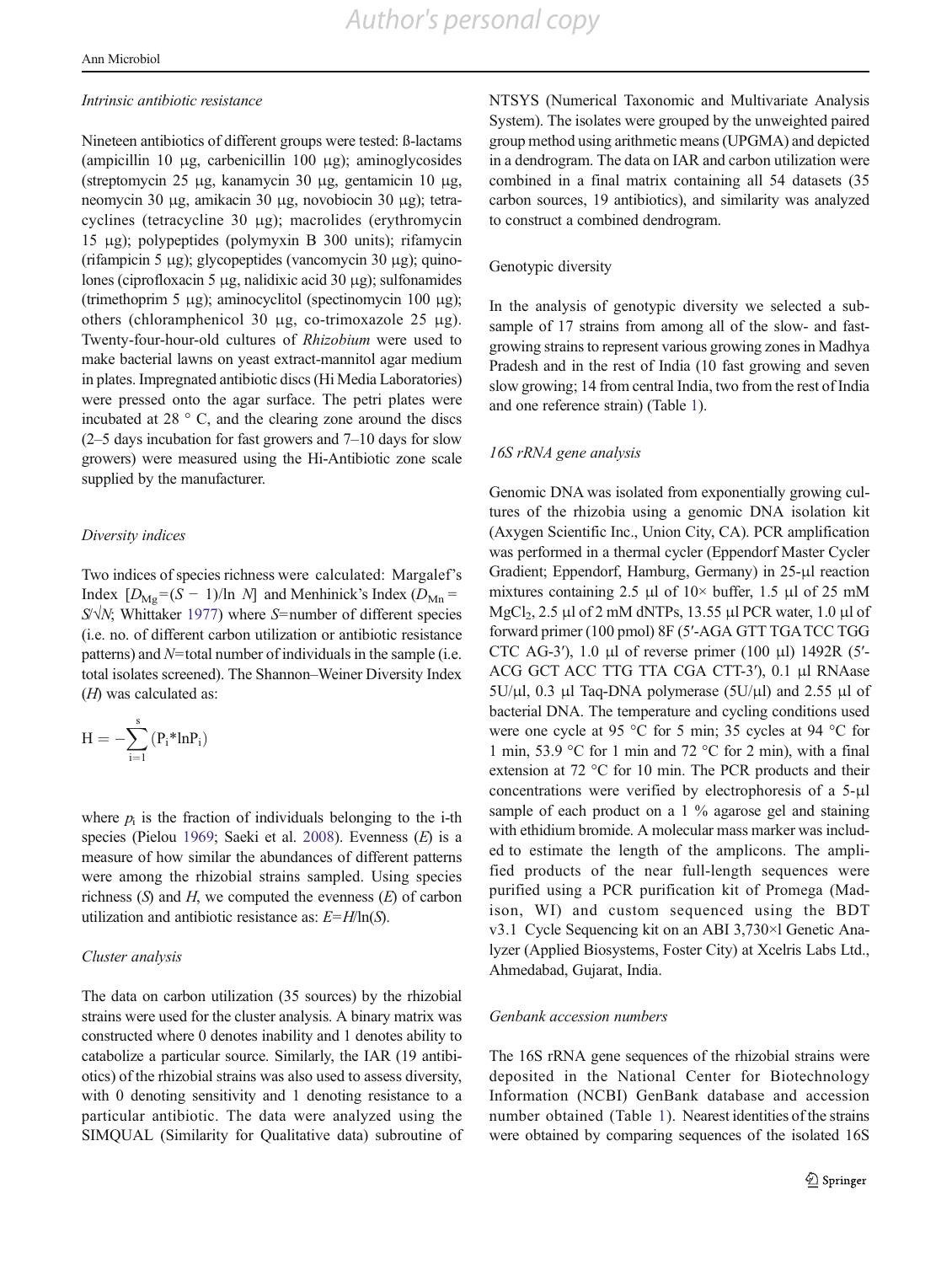*Intrinsic antibiotic resistance*

Nineteen antibiotics of different groups were tested: ß-lactams (ampicillin 10 μg, carbenicillin 100 μg); aminoglycosides (streptomycin 25 μg, kanamycin 30 μg, gentamicin 10 μg, neomycin 30 μg, amikacin 30 μg, novobiocin 30 μg); tetracyclines (tetracycline 30 μg); macrolides (erythromycin 15 μg); polypeptides (polymyxin B 300 units); rifamycin (rifampicin 5 μg); glycopeptides (vancomycin 30 μg); quinolones (ciprofloxacin 5 μg, nalidixic acid 30 μg); sulfonamides (trimethoprim 5 μg); aminocyclitol (spectinomycin 100 μg); others (chloramphenicol 30 μg, co-trimoxazole 25 μg). Twenty-four-hour-old cultures of *Rhizobium* were used to make bacterial lawns on yeast extract-mannitol agar medium in plates. Impregnated antibiotic discs (Hi Media Laboratories) were pressed onto the agar surface. The petri plates were incubated at 28 ° C, and the clearing zone around the discs (2–5 days incubation for fast growers and 7–10 days for slow growers) were measured using the Hi-Antibiotic zone scale supplied by the manufacturer.

*Diversity indices*

Two indices of species richness were calculated: Margalef's Index [$D_{Mg}=(S-1)/\ln N$] and Menhinick's Index ($D_{Mn}=S/\sqrt{N}$; Whittaker 1977) where $S$=number of different species (i.e. no. of different carbon utilization or antibiotic resistance patterns) and $N$=total number of individuals in the sample (i.e. total isolates screened). The Shannon–Weiner Diversity Index ($H$) was calculated as:

$$H=-\sum_{i=1}^{s}(P_i * \ln P_i)$$

where $p_i$ is the fraction of individuals belonging to the i-th species (Pielou 1969; Saeki et al. 2008). Evenness ($E$) is a measure of how similar the abundances of different patterns were among the rhizobial strains sampled. Using species richness ($S$) and $H$, we computed the evenness ($E$) of carbon utilization and antibiotic resistance as: $E=H/\ln(S)$.

*Cluster analysis*

The data on carbon utilization (35 sources) by the rhizobial strains were used for the cluster analysis. A binary matrix was constructed where 0 denotes inability and 1 denotes ability to catabolize a particular source. Similarly, the IAR (19 antibiotics) of the rhizobial strains was also used to assess diversity, with 0 denoting sensitivity and 1 denoting resistance to a particular antibiotic. The data were analyzed using the SIMQUAL (Similarity for Qualitative data) subroutine of NTSYS (Numerical Taxonomic and Multivariate Analysis System). The isolates were grouped by the unweighted paired group method using arithmetic means (UPGMA) and depicted in a dendrogram. The data on IAR and carbon utilization were combined in a final matrix containing all 54 datasets (35 carbon sources, 19 antibiotics), and similarity was analyzed to construct a combined dendrogram.

## Genotypic diversity

In the analysis of genotypic diversity we selected a subsample of 17 strains from among all of the slow- and fast-growing strains to represent various growing zones in Madhya Pradesh and in the rest of India (10 fast growing and seven slow growing; 14 from central India, two from the rest of India and one reference strain) (Table 1).

*16S rRNA gene analysis*

Genomic DNA was isolated from exponentially growing cultures of the rhizobia using a genomic DNA isolation kit (Axygen Scientific Inc., Union City, CA). PCR amplification was performed in a thermal cycler (Eppendorf Master Cycler Gradient; Eppendorf, Hamburg, Germany) in 25-μl reaction mixtures containing 2.5 μl of 10× buffer, 1.5 μl of 25 mM $MgCl_2$, 2.5 μl of 2 mM dNTPs, 13.55 μl PCR water, 1.0 μl of forward primer (100 pmol) 8F (5′-AGA GTT TGA TCC TGG CTC AG-3′), 1.0 μl of reverse primer (100 μl) 1492R (5′-ACG GCT ACC TTG TTA CGA CTT-3′), 0.1 μl RNAase 5U/μl, 0.3 μl Taq-DNA polymerase (5U/μl) and 2.55 μl of bacterial DNA. The temperature and cycling conditions used were one cycle at 95 °C for 5 min; 35 cycles at 94 °C for 1 min, 53.9 °C for 1 min and 72 °C for 2 min), with a final extension at 72 °C for 10 min. The PCR products and their concentrations were verified by electrophoresis of a 5-μl sample of each product on a 1 % agarose gel and staining with ethidium bromide. A molecular mass marker was included to estimate the length of the amplicons. The amplified products of the near full-length sequences were purified using a PCR purification kit of Promega (Madison, WI) and custom sequenced using the BDT v3.1 Cycle Sequencing kit on an ABI 3,730×l Genetic Analyzer (Applied Biosystems, Foster City) at Xcelris Labs Ltd., Ahmedabad, Gujarat, India.

*Genbank accession numbers*

The 16S rRNA gene sequences of the rhizobial strains were deposited in the National Center for Biotechnology Information (NCBI) GenBank database and accession number obtained (Table 1). Nearest identities of the strains were obtained by comparing sequences of the isolated 16S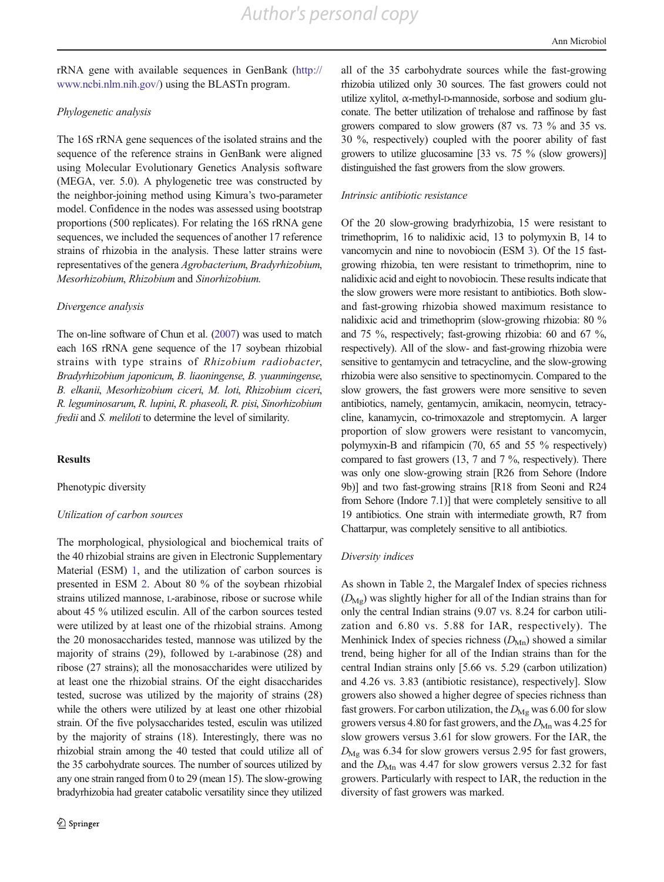rRNA gene with available sequences in GenBank (http://www.ncbi.nlm.nih.gov/) using the BLASTn program.

*Phylogenetic analysis*

The 16S rRNA gene sequences of the isolated strains and the sequence of the reference strains in GenBank were aligned using Molecular Evolutionary Genetics Analysis software (MEGA, ver. 5.0). A phylogenetic tree was constructed by the neighbor-joining method using Kimura's two-parameter model. Confidence in the nodes was assessed using bootstrap proportions (500 replicates). For relating the 16S rRNA gene sequences, we included the sequences of another 17 reference strains of rhizobia in the analysis. These latter strains were representatives of the genera *Agrobacterium*, *Bradyrhizobium*, *Mesorhizobium*, *Rhizobium* and *Sinorhizobium*.

*Divergence analysis*

The on-line software of Chun et al. (2007) was used to match each 16S rRNA gene sequence of the 17 soybean rhizobial strains with type strains of *Rhizobium radiobacter*, *Bradyrhizobium japonicum*, *B. liaoningense*, *B. yuanmingense*, *B. elkanii*, *Mesorhizobium ciceri*, *M. loti*, *Rhizobium ciceri*, *R. leguminosarum*, *R. lupini*, *R. phaseoli*, *R. pisi*, *Sinorhizobium fredii* and *S. meliloti* to determine the level of similarity.

## Results

### Phenotypic diversity

*Utilization of carbon sources*

The morphological, physiological and biochemical traits of the 40 rhizobial strains are given in Electronic Supplementary Material (ESM) 1, and the utilization of carbon sources is presented in ESM 2. About 80 % of the soybean rhizobial strains utilized mannose, L-arabinose, ribose or sucrose while about 45 % utilized esculin. All of the carbon sources tested were utilized by at least one of the rhizobial strains. Among the 20 monosaccharides tested, mannose was utilized by the majority of strains (29), followed by L-arabinose (28) and ribose (27 strains); all the monosaccharides were utilized by at least one the rhizobial strains. Of the eight disaccharides tested, sucrose was utilized by the majority of strains (28) while the others were utilized by at least one other rhizobial strain. Of the five polysaccharides tested, esculin was utilized by the majority of strains (18). Interestingly, there was no rhizobial strain among the 40 tested that could utilize all of the 35 carbohydrate sources. The number of sources utilized by any one strain ranged from 0 to 29 (mean 15). The slow-growing bradyrhizobia had greater catabolic versatility since they utilized all of the 35 carbohydrate sources while the fast-growing rhizobia utilized only 30 sources. The fast growers could not utilize xylitol, α-methyl-D-mannoside, sorbose and sodium gluconate. The better utilization of trehalose and raffinose by fast growers compared to slow growers (87 vs. 73 % and 35 vs. 30 %, respectively) coupled with the poorer ability of fast growers to utilize glucosamine [33 vs. 75 % (slow growers)] distinguished the fast growers from the slow growers.

*Intrinsic antibiotic resistance*

Of the 20 slow-growing bradyrhizobia, 15 were resistant to trimethoprim, 16 to nalidixic acid, 13 to polymyxin B, 14 to vancomycin and nine to novobiocin (ESM 3). Of the 15 fast-growing rhizobia, ten were resistant to trimethoprim, nine to nalidixic acid and eight to novobiocin. These results indicate that the slow growers were more resistant to antibiotics. Both slow- and fast-growing rhizobia showed maximum resistance to nalidixic acid and trimethoprim (slow-growing rhizobia: 80 % and 75 %, respectively; fast-growing rhizobia: 60 and 67 %, respectively). All of the slow- and fast-growing rhizobia were sensitive to gentamycin and tetracycline, and the slow-growing rhizobia were also sensitive to spectinomycin. Compared to the slow growers, the fast growers were more sensitive to seven antibiotics, namely, gentamycin, amikacin, neomycin, tetracycline, kanamycin, co-trimoxazole and streptomycin. A larger proportion of slow growers were resistant to vancomycin, polymyxin-B and rifampicin (70, 65 and 55 % respectively) compared to fast growers (13, 7 and 7 %, respectively). There was only one slow-growing strain [R26 from Sehore (Indore 9b)] and two fast-growing strains [R18 from Seoni and R24 from Sehore (Indore 7.1)] that were completely sensitive to all 19 antibiotics. One strain with intermediate growth, R7 from Chattarpur, was completely sensitive to all antibiotics.

*Diversity indices*

As shown in Table 2, the Margalef Index of species richness ($D_{Mg}$) was slightly higher for all of the Indian strains than for only the central Indian strains (9.07 vs. 8.24 for carbon utilization and 6.80 vs. 5.88 for IAR, respectively). The Menhinick Index of species richness ($D_{Mn}$) showed a similar trend, being higher for all of the Indian strains than for the central Indian strains only [5.66 vs. 5.29 (carbon utilization) and 4.26 vs. 3.83 (antibiotic resistance), respectively]. Slow growers also showed a higher degree of species richness than fast growers. For carbon utilization, the $D_{Mg}$ was 6.00 for slow growers versus 4.80 for fast growers, and the $D_{Mn}$ was 4.25 for slow growers versus 3.61 for slow growers. For the IAR, the $D_{Mg}$ was 6.34 for slow growers versus 2.95 for fast growers, and the $D_{Mn}$ was 4.47 for slow growers versus 2.32 for fast growers. Particularly with respect to IAR, the reduction in the diversity of fast growers was marked.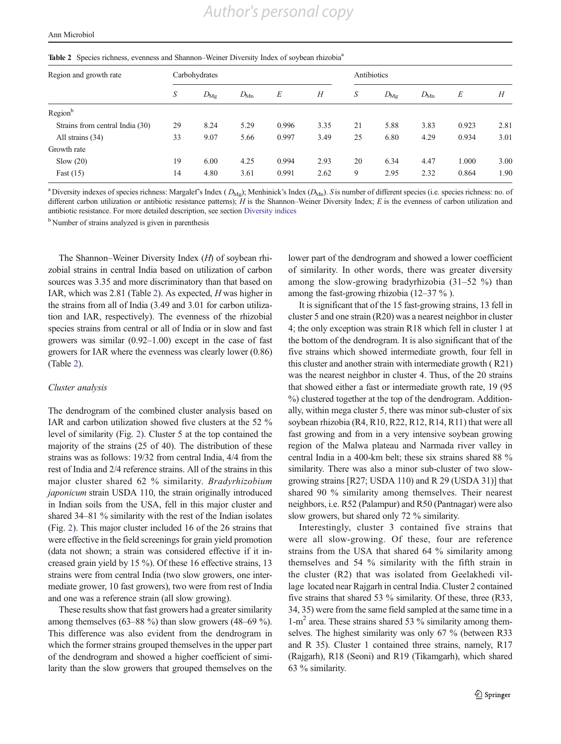**Table 2** Species richness, evenness and Shannon–Weiner Diversity Index of soybean rhizobia[a]

| Region and growth rate | Carbohydrates | | | | | Antibiotics | | | | |
|---|---|---|---|---|---|---|---|---|---|---|
| | $S$ | $D_{Mg}$ | $D_{Mn}$ | $E$ | $H$ | $S$ | $D_{Mg}$ | $D_{Mn}$ | $E$ | $H$ |
| Region[b] | | | | | | | | | | |
| Strains from central India (30) | 29 | 8.24 | 5.29 | 0.996 | 3.35 | 21 | 5.88 | 3.83 | 0.923 | 2.81 |
| All strains (34) | 33 | 9.07 | 5.66 | 0.997 | 3.49 | 25 | 6.80 | 4.29 | 0.934 | 3.01 |
| Growth rate | | | | | | | | | | |
| Slow (20) | 19 | 6.00 | 4.25 | 0.994 | 2.93 | 20 | 6.34 | 4.47 | 1.000 | 3.00 |
| Fast (15) | 14 | 4.80 | 3.61 | 0.991 | 2.62 | 9 | 2.95 | 2.32 | 0.864 | 1.90 |

[a] Diversity indexes of species richness: Margalef's Index ($D_{Mg}$); Menhinick's Index ($D_{Mn}$). $S$ is number of different species (i.e. species richness: no. of different carbon utilization or antibiotic resistance patterns); $H$ is the Shannon–Weiner Diversity Index; $E$ is the evenness of carbon utilization and antibiotic resistance. For more detailed description, see section Diversity indices

[b] Number of strains analyzed is given in parenthesis

The Shannon–Weiner Diversity Index ($H$) of soybean rhizobial strains in central India based on utilization of carbon sources was 3.35 and more discriminatory than that based on IAR, which was 2.81 (Table 2). As expected, $H$ was higher in the strains from all of India (3.49 and 3.01 for carbon utilization and IAR, respectively). The evenness of the rhizobial species strains from central or all of India or in slow and fast growers was similar (0.92–1.00) except in the case of fast growers for IAR where the evenness was clearly lower (0.86) (Table 2).

*Cluster analysis*

The dendrogram of the combined cluster analysis based on IAR and carbon utilization showed five clusters at the 52 % level of similarity (Fig. 2). Cluster 5 at the top contained the majority of the strains (25 of 40). The distribution of these strains was as follows: 19/32 from central India, 4/4 from the rest of India and 2/4 reference strains. All of the strains in this major cluster shared 62 % similarity. *Bradyrhizobium japonicum* strain USDA 110, the strain originally introduced in Indian soils from the USA, fell in this major cluster and shared 34–81 % similarity with the rest of the Indian isolates (Fig. 2). This major cluster included 16 of the 26 strains that were effective in the field screenings for grain yield promotion (data not shown; a strain was considered effective if it increased grain yield by 15 %). Of these 16 effective strains, 13 strains were from central India (two slow growers, one intermediate grower, 10 fast growers), two were from rest of India and one was a reference strain (all slow growing).

These results show that fast growers had a greater similarity among themselves (63–88 %) than slow growers (48–69 %). This difference was also evident from the dendrogram in which the former strains grouped themselves in the upper part of the dendrogram and showed a higher coefficient of similarity than the slow growers that grouped themselves on the lower part of the dendrogram and showed a lower coefficient of similarity. In other words, there was greater diversity among the slow-growing bradyrhizobia (31–52 %) than among the fast-growing rhizobia (12–37 % ).

It is significant that of the 15 fast-growing strains, 13 fell in cluster 5 and one strain (R20) was a nearest neighbor in cluster 4; the only exception was strain R18 which fell in cluster 1 at the bottom of the dendrogram. It is also significant that of the five strains which showed intermediate growth, four fell in this cluster and another strain with intermediate growth ( R21) was the nearest neighbor in cluster 4. Thus, of the 20 strains that showed either a fast or intermediate growth rate, 19 (95 %) clustered together at the top of the dendrogram. Additionally, within mega cluster 5, there was minor sub-cluster of six soybean rhizobia (R4, R10, R22, R12, R14, R11) that were all fast growing and from in a very intensive soybean growing region of the Malwa plateau and Narmada river valley in central India in a 400-km belt; these six strains shared 88 % similarity. There was also a minor sub-cluster of two slow-growing strains [R27; USDA 110) and R 29 (USDA 31)] that shared 90 % similarity among themselves. Their nearest neighbors, i.e. R52 (Palampur) and R50 (Pantnagar) were also slow growers, but shared only 72 % similarity.

Interestingly, cluster 3 contained five strains that were all slow-growing. Of these, four are reference strains from the USA that shared 64 % similarity among themselves and 54 % similarity with the fifth strain in the cluster (R2) that was isolated from Geelakhedi village located near Rajgarh in central India. Cluster 2 contained five strains that shared 53 % similarity. Of these, three (R33, 34, 35) were from the same field sampled at the same time in a 1-m$^2$ area. These strains shared 53 % similarity among themselves. The highest similarity was only 67 % (between R33 and R 35). Cluster 1 contained three strains, namely, R17 (Rajgarh), R18 (Seoni) and R19 (Tikamgarh), which shared 63 % similarity.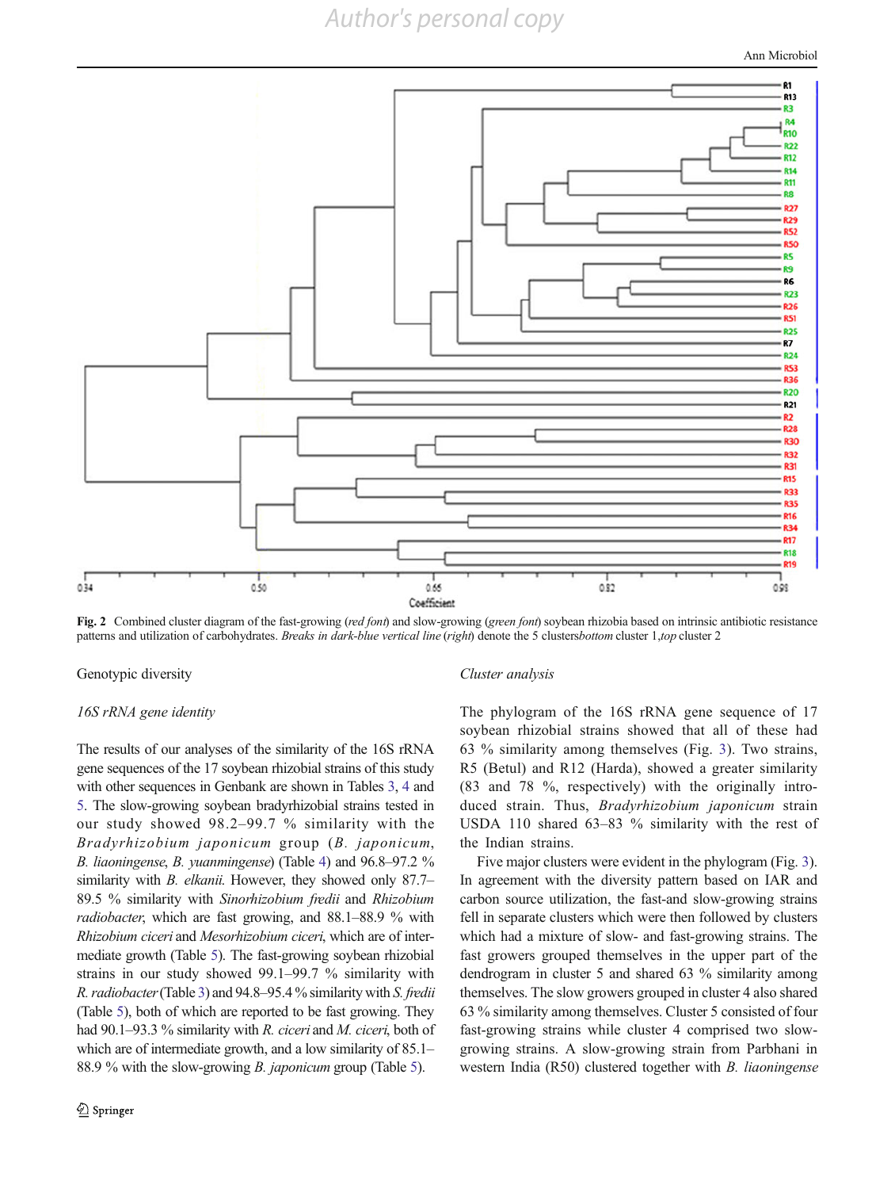Fig. 2 Combined cluster diagram of the fast-growing (*red font*) and slow-growing (*green font*) soybean rhizobia based on intrinsic antibiotic resistance patterns and utilization of carbohydrates. *Breaks in dark-blue vertical line* (*right*) denote the 5 clusters*bottom* cluster 1,*top* cluster 2

Genotypic diversity

*16S rRNA gene identity*

The results of our analyses of the similarity of the 16S rRNA gene sequences of the 17 soybean rhizobial strains of this study with other sequences in Genbank are shown in Tables 3, 4 and 5. The slow-growing soybean bradyrhizobial strains tested in our study showed 98.2–99.7 % similarity with the *Bradyrhizobium japonicum* group (*B. japonicum*, *B. liaoningense*, *B. yuanmingense*) (Table 4) and 96.8–97.2 % similarity with *B. elkanii*. However, they showed only 87.7–89.5 % similarity with *Sinorhizobium fredii* and *Rhizobium radiobacter*, which are fast growing, and 88.1–88.9 % with *Rhizobium ciceri* and *Mesorhizobium ciceri*, which are of intermediate growth (Table 5). The fast-growing soybean rhizobial strains in our study showed 99.1–99.7 % similarity with *R. radiobacter* (Table 3) and 94.8–95.4 % similarity with *S. fredii* (Table 5), both of which are reported to be fast growing. They had 90.1–93.3 % similarity with *R. ciceri* and *M. ciceri*, both of which are of intermediate growth, and a low similarity of 85.1–88.9 % with the slow-growing *B. japonicum* group (Table 5).

*Cluster analysis*

The phylogram of the 16S rRNA gene sequence of 17 soybean rhizobial strains showed that all of these had 63 % similarity among themselves (Fig. 3). Two strains, R5 (Betul) and R12 (Harda), showed a greater similarity (83 and 78 %, respectively) with the originally introduced strain. Thus, *Bradyrhizobium japonicum* strain USDA 110 shared 63–83 % similarity with the rest of the Indian strains.

Five major clusters were evident in the phylogram (Fig. 3). In agreement with the diversity pattern based on IAR and carbon source utilization, the fast-and slow-growing strains fell in separate clusters which were then followed by clusters which had a mixture of slow- and fast-growing strains. The fast growers grouped themselves in the upper part of the dendrogram in cluster 5 and shared 63 % similarity among themselves. The slow growers grouped in cluster 4 also shared 63 % similarity among themselves. Cluster 5 consisted of four fast-growing strains while cluster 4 comprised two slow-growing strains. A slow-growing strain from Parbhani in western India (R50) clustered together with *B. liaoningense*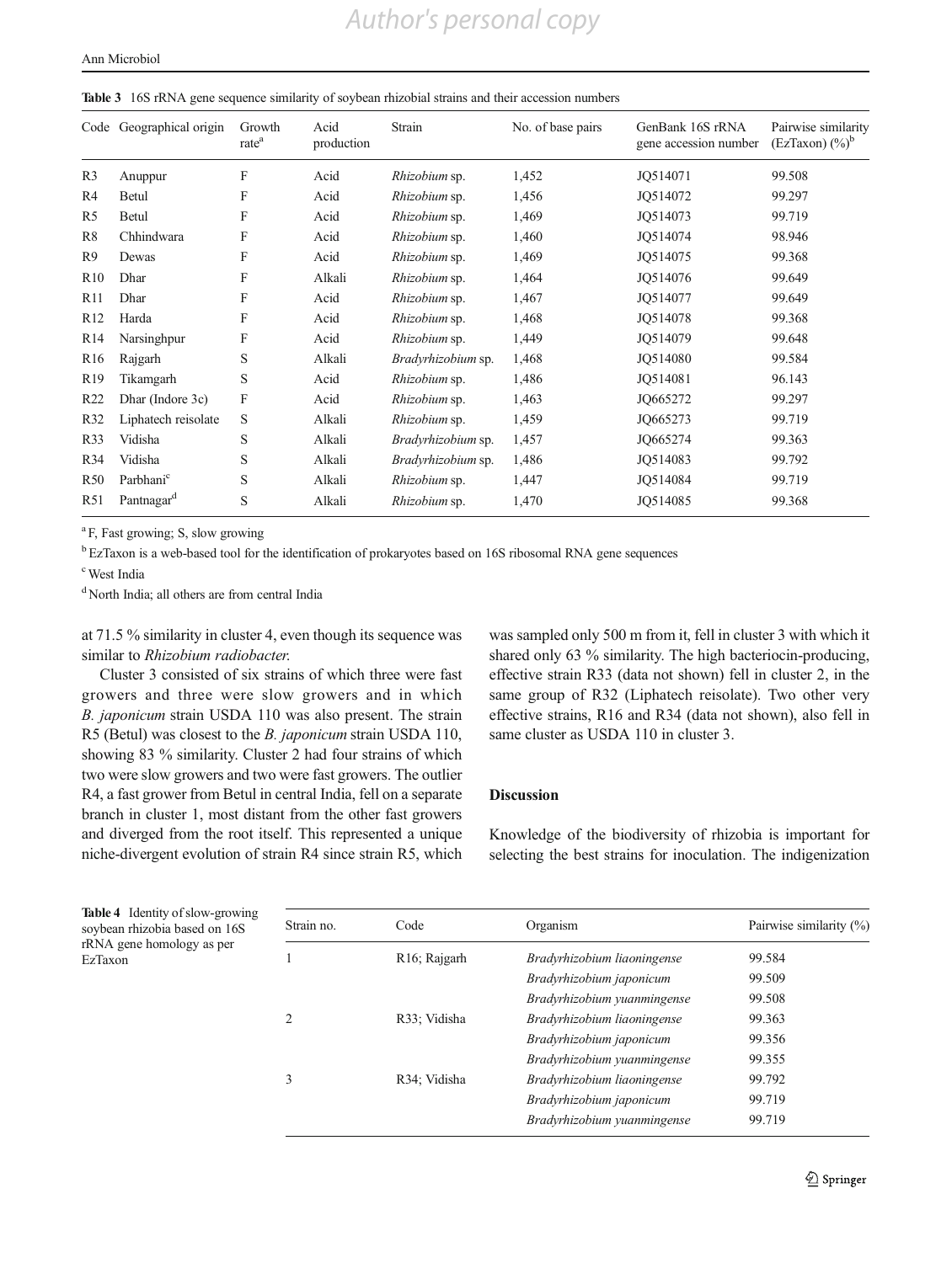**Table 3** 16S rRNA gene sequence similarity of soybean rhizobial strains and their accession numbers

| Code | Geographical origin | Growth rate[a] | Acid production | Strain | No. of base pairs | GenBank 16S rRNA gene accession number | Pairwise similarity (EzTaxon) (%)[b] |
|---|---|---|---|---|---|---|---|
| R3 | Anuppur | F | Acid | *Rhizobium* sp. | 1,452 | JQ514071 | 99.508 |
| R4 | Betul | F | Acid | *Rhizobium* sp. | 1,456 | JQ514072 | 99.297 |
| R5 | Betul | F | Acid | *Rhizobium* sp. | 1,469 | JQ514073 | 99.719 |
| R8 | Chhindwara | F | Acid | *Rhizobium* sp. | 1,460 | JQ514074 | 98.946 |
| R9 | Dewas | F | Acid | *Rhizobium* sp. | 1,469 | JQ514075 | 99.368 |
| R10 | Dhar | F | Alkali | *Rhizobium* sp. | 1,464 | JQ514076 | 99.649 |
| R11 | Dhar | F | Acid | *Rhizobium* sp. | 1,467 | JQ514077 | 99.649 |
| R12 | Harda | F | Acid | *Rhizobium* sp. | 1,468 | JQ514078 | 99.368 |
| R14 | Narsinghpur | F | Acid | *Rhizobium* sp. | 1,449 | JQ514079 | 99.648 |
| R16 | Rajgarh | S | Alkali | *Bradyrhizobium* sp. | 1,468 | JQ514080 | 99.584 |
| R19 | Tikamgarh | S | Acid | *Rhizobium* sp. | 1,486 | JQ514081 | 96.143 |
| R22 | Dhar (Indore 3c) | F | Acid | *Rhizobium* sp. | 1,463 | JQ665272 | 99.297 |
| R32 | Liphatech reisolate | S | Alkali | *Rhizobium* sp. | 1,459 | JQ665273 | 99.719 |
| R33 | Vidisha | S | Alkali | *Bradyrhizobium* sp. | 1,457 | JQ665274 | 99.363 |
| R34 | Vidisha | S | Alkali | *Bradyrhizobium* sp. | 1,486 | JQ514083 | 99.792 |
| R50 | Parbhani[c] | S | Alkali | *Rhizobium* sp. | 1,447 | JQ514084 | 99.719 |
| R51 | Pantnagar[d] | S | Alkali | *Rhizobium* sp. | 1,470 | JQ514085 | 99.368 |

[a] F, Fast growing; S, slow growing

[b] EzTaxon is a web-based tool for the identification of prokaryotes based on 16S ribosomal RNA gene sequences

[c] West India

[d] North India; all others are from central India

at 71.5 % similarity in cluster 4, even though its sequence was similar to *Rhizobium radiobacter*.

Cluster 3 consisted of six strains of which three were fast growers and three were slow growers and in which *B. japonicum* strain USDA 110 was also present. The strain R5 (Betul) was closest to the *B. japonicum* strain USDA 110, showing 83 % similarity. Cluster 2 had four strains of which two were slow growers and two were fast growers. The outlier R4, a fast grower from Betul in central India, fell on a separate branch in cluster 1, most distant from the other fast growers and diverged from the root itself. This represented a unique niche-divergent evolution of strain R4 since strain R5, which was sampled only 500 m from it, fell in cluster 3 with which it shared only 63 % similarity. The high bacteriocin-producing, effective strain R33 (data not shown) fell in cluster 2, in the same group of R32 (Liphatech reisolate). Two other very effective strains, R16 and R34 (data not shown), also fell in same cluster as USDA 110 in cluster 3.

## Discussion

Knowledge of the biodiversity of rhizobia is important for selecting the best strains for inoculation. The indigenization

**Table 4** Identity of slow-growing soybean rhizobia based on 16S rRNA gene homology as per EzTaxon

| Strain no. | Code | Organism | Pairwise similarity (%) |
|---|---|---|---|
| 1 | R16; Rajgarh | *Bradyrhizobium liaoningense* | 99.584 |
| | | *Bradyrhizobium japonicum* | 99.509 |
| | | *Bradyrhizobium yuanmingense* | 99.508 |
| 2 | R33; Vidisha | *Bradyrhizobium liaoningense* | 99.363 |
| | | *Bradyrhizobium japonicum* | 99.356 |
| | | *Bradyrhizobium yuanmingense* | 99.355 |
| 3 | R34; Vidisha | *Bradyrhizobium liaoningense* | 99.792 |
| | | *Bradyrhizobium japonicum* | 99.719 |
| | | *Bradyrhizobium yuanmingense* | 99.719 |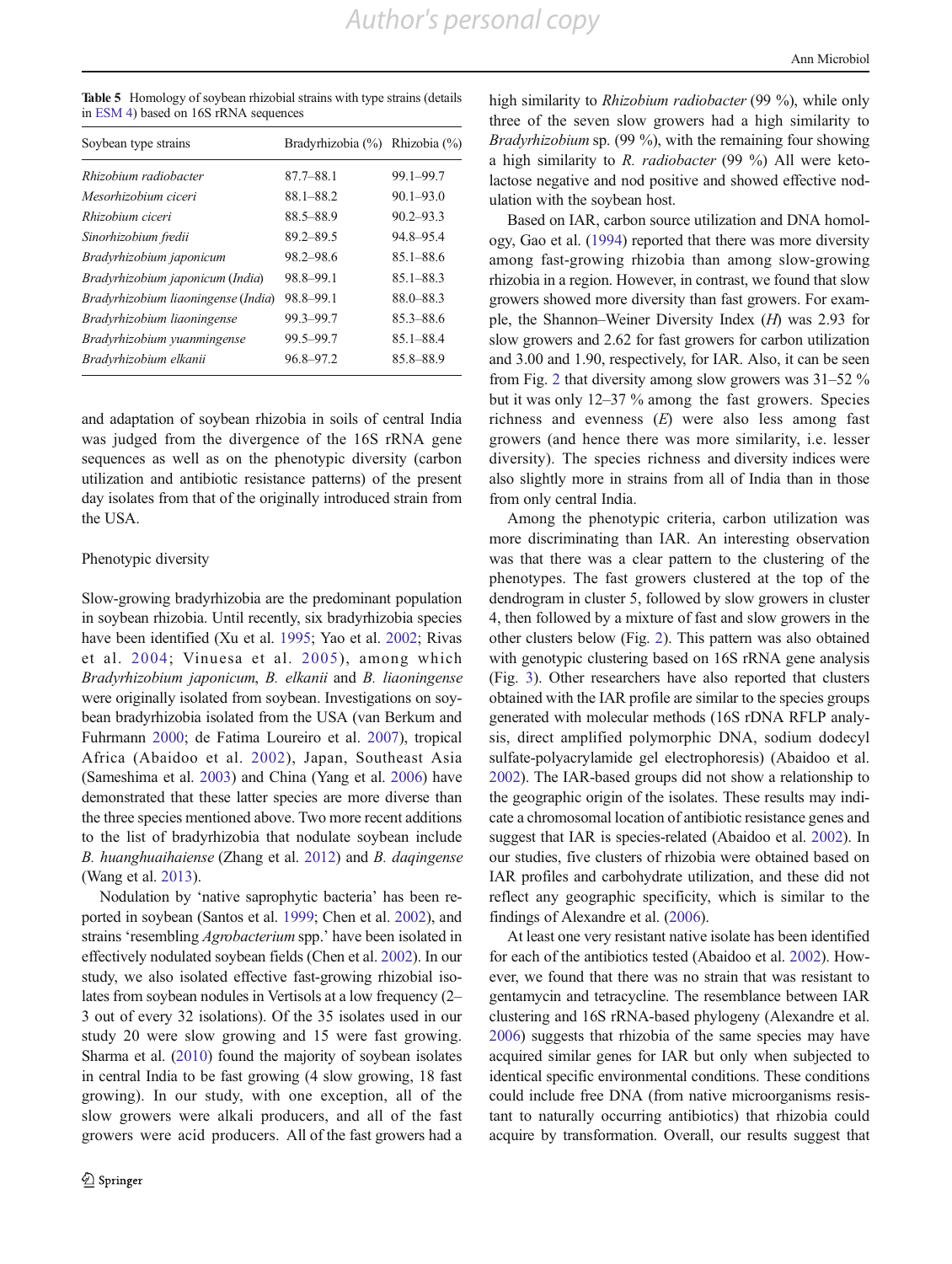**Table 5** Homology of soybean rhizobial strains with type strains (details in ESM 4) based on 16S rRNA sequences

| Soybean type strains | Bradyrhizobia (%) | Rhizobia (%) |
|---|---|---|
| *Rhizobium radiobacter* | 87.7–88.1 | 99.1–99.7 |
| *Mesorhizobium ciceri* | 88.1–88.2 | 90.1–93.0 |
| *Rhizobium ciceri* | 88.5–88.9 | 90.2–93.3 |
| *Sinorhizobium fredii* | 89.2–89.5 | 94.8–95.4 |
| *Bradyrhizobium japonicum* | 98.2–98.6 | 85.1–88.6 |
| *Bradyrhizobium japonicum (India)* | 98.8–99.1 | 85.1–88.3 |
| *Bradyrhizobium liaoningense (India)* | 98.8–99.1 | 88.0–88.3 |
| *Bradyrhizobium liaoningense* | 99.3–99.7 | 85.3–88.6 |
| *Bradyrhizobium yuanmingense* | 99.5–99.7 | 85.1–88.4 |
| *Bradyrhizobium elkanii* | 96.8–97.2 | 85.8–88.9 |

and adaptation of soybean rhizobia in soils of central India was judged from the divergence of the 16S rRNA gene sequences as well as on the phenotypic diversity (carbon utilization and antibiotic resistance patterns) of the present day isolates from that of the originally introduced strain from the USA.

## Phenotypic diversity

Slow-growing bradyrhizobia are the predominant population in soybean rhizobia. Until recently, six bradyrhizobia species have been identified (Xu et al. 1995; Yao et al. 2002; Rivas et al. 2004; Vinuesa et al. 2005), among which *Bradyrhizobium japonicum*, *B. elkanii* and *B. liaoningense* were originally isolated from soybean. Investigations on soybean bradyrhizobia isolated from the USA (van Berkum and Fuhrmann 2000; de Fatima Loureiro et al. 2007), tropical Africa (Abaidoo et al. 2002), Japan, Southeast Asia (Sameshima et al. 2003) and China (Yang et al. 2006) have demonstrated that these latter species are more diverse than the three species mentioned above. Two more recent additions to the list of bradyrhizobia that nodulate soybean include *B. huanghuaihaiense* (Zhang et al. 2012) and *B. daqingense* (Wang et al. 2013).

Nodulation by 'native saprophytic bacteria' has been reported in soybean (Santos et al. 1999; Chen et al. 2002), and strains 'resembling *Agrobacterium* spp.' have been isolated in effectively nodulated soybean fields (Chen et al. 2002). In our study, we also isolated effective fast-growing rhizobial isolates from soybean nodules in Vertisols at a low frequency (2–3 out of every 32 isolations). Of the 35 isolates used in our study 20 were slow growing and 15 were fast growing. Sharma et al. (2010) found the majority of soybean isolates in central India to be fast growing (4 slow growing, 18 fast growing). In our study, with one exception, all of the slow growers were alkali producers, and all of the fast growers were acid producers. All of the fast growers had a high similarity to *Rhizobium radiobacter* (99 %), while only three of the seven slow growers had a high similarity to *Bradyrhizobium* sp. (99 %), with the remaining four showing a high similarity to *R. radiobacter* (99 %) All were ketolactose negative and nod positive and showed effective nodulation with the soybean host.

Based on IAR, carbon source utilization and DNA homology, Gao et al. (1994) reported that there was more diversity among fast-growing rhizobia than among slow-growing rhizobia in a region. However, in contrast, we found that slow growers showed more diversity than fast growers. For example, the Shannon–Weiner Diversity Index ($H$) was 2.93 for slow growers and 2.62 for fast growers for carbon utilization and 3.00 and 1.90, respectively, for IAR. Also, it can be seen from Fig. 2 that diversity among slow growers was 31–52 % but it was only 12–37 % among the fast growers. Species richness and evenness ($E$) were also less among fast growers (and hence there was more similarity, i.e. lesser diversity). The species richness and diversity indices were also slightly more in strains from all of India than in those from only central India.

Among the phenotypic criteria, carbon utilization was more discriminating than IAR. An interesting observation was that there was a clear pattern to the clustering of the phenotypes. The fast growers clustered at the top of the dendrogram in cluster 5, followed by slow growers in cluster 4, then followed by a mixture of fast and slow growers in the other clusters below (Fig. 2). This pattern was also obtained with genotypic clustering based on 16S rRNA gene analysis (Fig. 3). Other researchers have also reported that clusters obtained with the IAR profile are similar to the species groups generated with molecular methods (16S rDNA RFLP analysis, direct amplified polymorphic DNA, sodium dodecyl sulfate-polyacrylamide gel electrophoresis) (Abaidoo et al. 2002). The IAR-based groups did not show a relationship to the geographic origin of the isolates. These results may indicate a chromosomal location of antibiotic resistance genes and suggest that IAR is species-related (Abaidoo et al. 2002). In our studies, five clusters of rhizobia were obtained based on IAR profiles and carbohydrate utilization, and these did not reflect any geographic specificity, which is similar to the findings of Alexandre et al. (2006).

At least one very resistant native isolate has been identified for each of the antibiotics tested (Abaidoo et al. 2002). However, we found that there was no strain that was resistant to gentamycin and tetracycline. The resemblance between IAR clustering and 16S rRNA-based phylogeny (Alexandre et al. 2006) suggests that rhizobia of the same species may have acquired similar genes for IAR but only when subjected to identical specific environmental conditions. These conditions could include free DNA (from native microorganisms resistant to naturally occurring antibiotics) that rhizobia could acquire by transformation. Overall, our results suggest that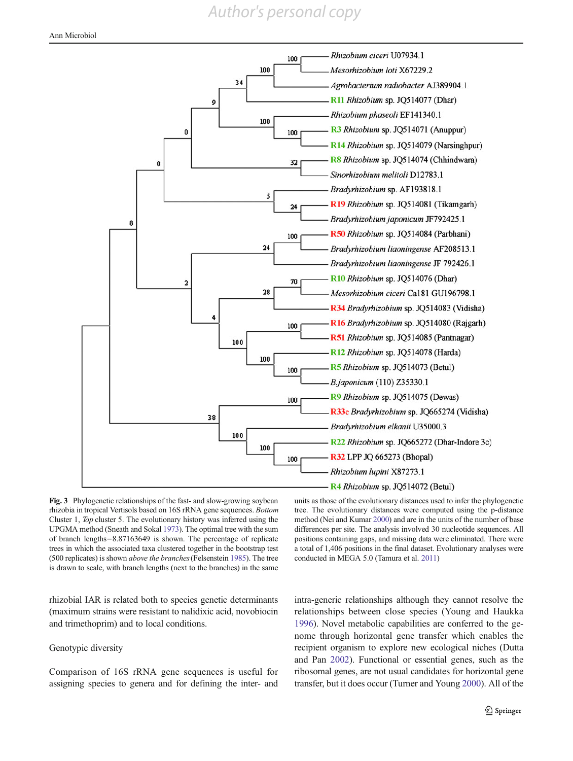**Fig. 3** Phylogenetic relationships of the fast- and slow-growing soybean rhizobia in tropical Vertisols based on 16S rRNA gene sequences. *Bottom* Cluster 1, *Top* cluster 5. The evolutionary history was inferred using the UPGMA method (Sneath and Sokal 1973). The optimal tree with the sum of branch lengths=8.87163649 is shown. The percentage of replicate trees in which the associated taxa clustered together in the bootstrap test (500 replicates) is shown *above the branches* (Felsenstein 1985). The tree is drawn to scale, with branch lengths (next to the branches) in the same units as those of the evolutionary distances used to infer the phylogenetic tree. The evolutionary distances were computed using the p-distance method (Nei and Kumar 2000) and are in the units of the number of base differences per site. The analysis involved 30 nucleotide sequences. All positions containing gaps, and missing data were eliminated. There were a total of 1,406 positions in the final dataset. Evolutionary analyses were conducted in MEGA 5.0 (Tamura et al. 2011)

rhizobial IAR is related both to species genetic determinants (maximum strains were resistant to nalidixic acid, novobiocin and trimethoprim) and to local conditions.

## Genotypic diversity

Comparison of 16S rRNA gene sequences is useful for assigning species to genera and for defining the inter- and intra-generic relationships although they cannot resolve the relationships between close species (Young and Haukka 1996). Novel metabolic capabilities are conferred to the genome through horizontal gene transfer which enables the recipient organism to explore new ecological niches (Dutta and Pan 2002). Functional or essential genes, such as the ribosomal genes, are not usual candidates for horizontal gene transfer, but it does occur (Turner and Young 2000). All of the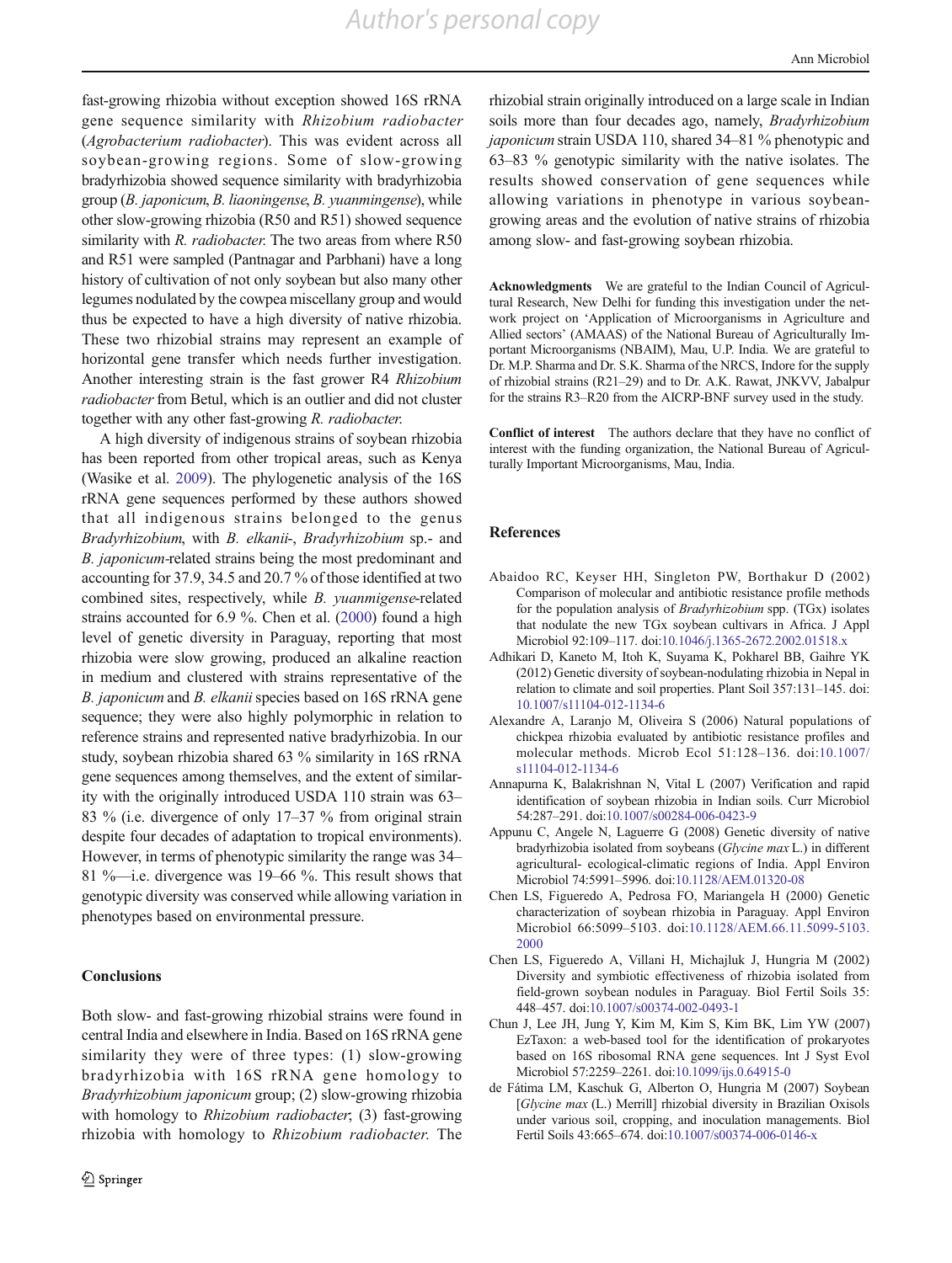fast-growing rhizobia without exception showed 16S rRNA gene sequence similarity with *Rhizobium radiobacter* (*Agrobacterium radiobacter*). This was evident across all soybean-growing regions. Some of slow-growing bradyrhizobia showed sequence similarity with bradyrhizobia group (*B. japonicum*, *B. liaoningense*, *B. yuanmingense*), while other slow-growing rhizobia (R50 and R51) showed sequence similarity with *R. radiobacter*. The two areas from where R50 and R51 were sampled (Pantnagar and Parbhani) have a long history of cultivation of not only soybean but also many other legumes nodulated by the cowpea miscellany group and would thus be expected to have a high diversity of native rhizobia. These two rhizobial strains may represent an example of horizontal gene transfer which needs further investigation. Another interesting strain is the fast grower R4 *Rhizobium radiobacter* from Betul, which is an outlier and did not cluster together with any other fast-growing *R. radiobacter*.

A high diversity of indigenous strains of soybean rhizobia has been reported from other tropical areas, such as Kenya (Wasike et al. 2009). The phylogenetic analysis of the 16S rRNA gene sequences performed by these authors showed that all indigenous strains belonged to the genus *Bradyrhizobium*, with *B. elkanii*-, *Bradyrhizobium* sp.- and *B. japonicum*-related strains being the most predominant and accounting for 37.9, 34.5 and 20.7 % of those identified at two combined sites, respectively, while *B. yuanmigense*-related strains accounted for 6.9 %. Chen et al. (2000) found a high level of genetic diversity in Paraguay, reporting that most rhizobia were slow growing, produced an alkaline reaction in medium and clustered with strains representative of the *B. japonicum* and *B. elkanii* species based on 16S rRNA gene sequence; they were also highly polymorphic in relation to reference strains and represented native bradyrhizobia. In our study, soybean rhizobia shared 63 % similarity in 16S rRNA gene sequences among themselves, and the extent of similarity with the originally introduced USDA 110 strain was 63–83 % (i.e. divergence of only 17–37 % from original strain despite four decades of adaptation to tropical environments). However, in terms of phenotypic similarity the range was 34–81 %—i.e. divergence was 19–66 %. This result shows that genotypic diversity was conserved while allowing variation in phenotypes based on environmental pressure.

## Conclusions

Both slow- and fast-growing rhizobial strains were found in central India and elsewhere in India. Based on 16S rRNA gene similarity they were of three types: (1) slow-growing bradyrhizobia with 16S rRNA gene homology to *Bradyrhizobium japonicum* group; (2) slow-growing rhizobia with homology to *Rhizobium radiobacter*; (3) fast-growing rhizobia with homology to *Rhizobium radiobacter*. The rhizobial strain originally introduced on a large scale in Indian soils more than four decades ago, namely, *Bradyrhizobium japonicum* strain USDA 110, shared 34–81 % phenotypic and 63–83 % genotypic similarity with the native isolates. The results showed conservation of gene sequences while allowing variations in phenotype in various soybean-growing areas and the evolution of native strains of rhizobia among slow- and fast-growing soybean rhizobia.

**Acknowledgments** We are grateful to the Indian Council of Agricultural Research, New Delhi for funding this investigation under the network project on 'Application of Microorganisms in Agriculture and Allied sectors' (AMAAS) of the National Bureau of Agriculturally Important Microorganisms (NBAIM), Mau, U.P. India. We are grateful to Dr. M.P. Sharma and Dr. S.K. Sharma of the NRCS, Indore for the supply of rhizobial strains (R21–29) and to Dr. A.K. Rawat, JNKVV, Jabalpur for the strains R3–R20 from the AICRP-BNF survey used in the study.

**Conflict of interest** The authors declare that they have no conflict of interest with the funding organization, the National Bureau of Agriculturally Important Microorganisms, Mau, India.

## References

Abaidoo RC, Keyser HH, Singleton PW, Borthakur D (2002) Comparison of molecular and antibiotic resistance profile methods for the population analysis of *Bradyrhizobium* spp. (TGx) isolates that nodulate the new TGx soybean cultivars in Africa. J Appl Microbiol 92:109–117. doi:10.1046/j.1365-2672.2002.01518.x

Adhikari D, Kaneto M, Itoh K, Suyama K, Pokharel BB, Gaihre YK (2012) Genetic diversity of soybean-nodulating rhizobia in Nepal in relation to climate and soil properties. Plant Soil 357:131–145. doi:10.1007/s11104-012-1134-6

Alexandre A, Laranjo M, Oliveira S (2006) Natural populations of chickpea rhizobia evaluated by antibiotic resistance profiles and molecular methods. Microb Ecol 51:128–136. doi:10.1007/s11104-012-1134-6

Annapurna K, Balakrishnan N, Vital L (2007) Verification and rapid identification of soybean rhizobia in Indian soils. Curr Microbiol 54:287–291. doi:10.1007/s00284-006-0423-9

Appunu C, Angele N, Laguerre G (2008) Genetic diversity of native bradyrhizobia isolated from soybeans (*Glycine max* L.) in different agricultural- ecological-climatic regions of India. Appl Environ Microbiol 74:5991–5996. doi:10.1128/AEM.01320-08

Chen LS, Figueredo A, Pedrosa FO, Mariangela H (2000) Genetic characterization of soybean rhizobia in Paraguay. Appl Environ Microbiol 66:5099–5103. doi:10.1128/AEM.66.11.5099-5103.2000

Chen LS, Figueredo A, Villani H, Michajluk J, Hungria M (2002) Diversity and symbiotic effectiveness of rhizobia isolated from field-grown soybean nodules in Paraguay. Biol Fertil Soils 35: 448–457. doi:10.1007/s00374-002-0493-1

Chun J, Lee JH, Jung Y, Kim M, Kim S, Kim BK, Lim YW (2007) EzTaxon: a web-based tool for the identification of prokaryotes based on 16S ribosomal RNA gene sequences. Int J Syst Evol Microbiol 57:2259–2261. doi:10.1099/ijs.0.64915-0

de Fátima LM, Kaschuk G, Alberton O, Hungria M (2007) Soybean [*Glycine max* (L.) Merrill] rhizobial diversity in Brazilian Oxisols under various soil, cropping, and inoculation managements. Biol Fertil Soils 43:665–674. doi:10.1007/s00374-006-0146-x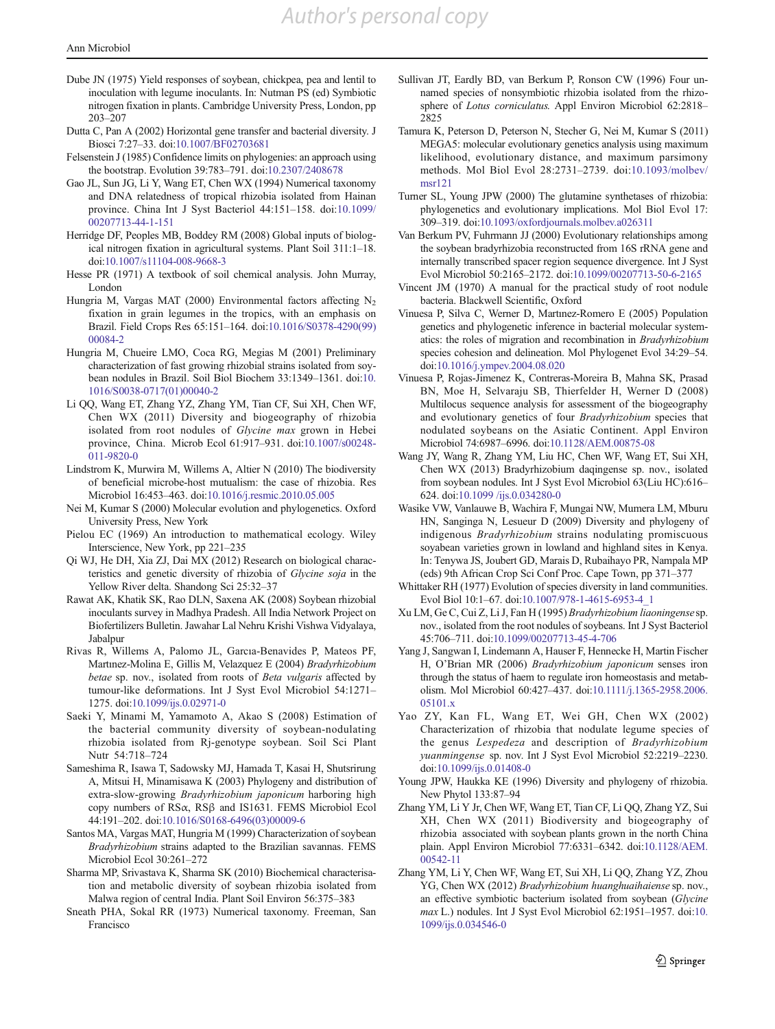Dube JN (1975) Yield responses of soybean, chickpea, pea and lentil to inoculation with legume inoculants. In: Nutman PS (ed) Symbiotic nitrogen fixation in plants. Cambridge University Press, London, pp 203–207

Dutta C, Pan A (2002) Horizontal gene transfer and bacterial diversity. J Biosci 7:27–33. doi:10.1007/BF02703681

Felsenstein J (1985) Confidence limits on phylogenies: an approach using the bootstrap. Evolution 39:783–791. doi:10.2307/2408678

Gao JL, Sun JG, Li Y, Wang ET, Chen WX (1994) Numerical taxonomy and DNA relatedness of tropical rhizobia isolated from Hainan province. China Int J Syst Bacteriol 44:151–158. doi:10.1099/00207713-44-1-151

Herridge DF, Peoples MB, Boddey RM (2008) Global inputs of biological nitrogen fixation in agricultural systems. Plant Soil 311:1–18. doi:10.1007/s11104-008-9668-3

Hesse PR (1971) A textbook of soil chemical analysis. John Murray, London

Hungria M, Vargas MAT (2000) Environmental factors affecting $N_2$ fixation in grain legumes in the tropics, with an emphasis on Brazil. Field Crops Res 65:151–164. doi:10.1016/S0378-4290(99)00084-2

Hungria M, Chueire LMO, Coca RG, Megias M (2001) Preliminary characterization of fast growing rhizobial strains isolated from soybean nodules in Brazil. Soil Biol Biochem 33:1349–1361. doi:10.1016/S0038-0717(01)00040-2

Li QQ, Wang ET, Zhang YZ, Zhang YM, Tian CF, Sui XH, Chen WF, Chen WX (2011) Diversity and biogeography of rhizobia isolated from root nodules of *Glycine max* grown in Hebei province, China. Microb Ecol 61:917–931. doi:10.1007/s00248-011-9820-0

Lindstrom K, Murwira M, Willems A, Altier N (2010) The biodiversity of beneficial microbe-host mutualism: the case of rhizobia. Res Microbiol 16:453–463. doi:10.1016/j.resmic.2010.05.005

Nei M, Kumar S (2000) Molecular evolution and phylogenetics. Oxford University Press, New York

Pielou EC (1969) An introduction to mathematical ecology. Wiley Interscience, New York, pp 221–235

Qi WJ, He DH, Xia ZJ, Dai MX (2012) Research on biological characteristics and genetic diversity of rhizobia of *Glycine soja* in the Yellow River delta. Shandong Sci 25:32–37

Rawat AK, Khatik SK, Rao DLN, Saxena AK (2008) Soybean rhizobial inoculants survey in Madhya Pradesh. All India Network Project on Biofertilizers Bulletin. Jawahar Lal Nehru Krishi Vishwa Vidyalaya, Jabalpur

Rivas R, Willems A, Palomo JL, Garcıa-Benavides P, Mateos PF, Martınez-Molina E, Gillis M, Velazquez E (2004) *Bradyrhizobium betae* sp. nov., isolated from roots of *Beta vulgaris* affected by tumour-like deformations. Int J Syst Evol Microbiol 54:1271–1275. doi:10.1099/ijs.0.02971-0

Saeki Y, Minami M, Yamamoto A, Akao S (2008) Estimation of the bacterial community diversity of soybean-nodulating rhizobia isolated from Rj-genotype soybean. Soil Sci Plant Nutr 54:718–724

Sameshima R, Isawa T, Sadowsky MJ, Hamada T, Kasai H, Shutsrirung A, Mitsui H, Minamisawa K (2003) Phylogeny and distribution of extra-slow-growing *Bradyrhizobium japonicum* harboring high copy numbers of RSα, RSβ and IS1631. FEMS Microbiol Ecol 44:191–202. doi:10.1016/S0168-6496(03)00009-6

Santos MA, Vargas MAT, Hungria M (1999) Characterization of soybean *Bradyrhizobium* strains adapted to the Brazilian savannas. FEMS Microbiol Ecol 30:261–272

Sharma MP, Srivastava K, Sharma SK (2010) Biochemical characterisation and metabolic diversity of soybean rhizobia isolated from Malwa region of central India. Plant Soil Environ 56:375–383

Sneath PHA, Sokal RR (1973) Numerical taxonomy. Freeman, San Francisco

Sullivan JT, Eardly BD, van Berkum P, Ronson CW (1996) Four unnamed species of nonsymbiotic rhizobia isolated from the rhizosphere of *Lotus corniculatus*. Appl Environ Microbiol 62:2818–2825

Tamura K, Peterson D, Peterson N, Stecher G, Nei M, Kumar S (2011) MEGA5: molecular evolutionary genetics analysis using maximum likelihood, evolutionary distance, and maximum parsimony methods. Mol Biol Evol 28:2731–2739. doi:10.1093/molbev/msr121

Turner SL, Young JPW (2000) The glutamine synthetases of rhizobia: phylogenetics and evolutionary implications. Mol Biol Evol 17:309–319. doi:10.1093/oxfordjournals.molbev.a026311

Van Berkum PV, Fuhrmann JJ (2000) Evolutionary relationships among the soybean bradyrhizobia reconstructed from 16S rRNA gene and internally transcribed spacer region sequence divergence. Int J Syst Evol Microbiol 50:2165–2172. doi:10.1099/00207713-50-6-2165

Vincent JM (1970) A manual for the practical study of root nodule bacteria. Blackwell Scientific, Oxford

Vinuesa P, Silva C, Werner D, Martınez-Romero E (2005) Population genetics and phylogenetic inference in bacterial molecular systematics: the roles of migration and recombination in *Bradyrhizobium* species cohesion and delineation. Mol Phylogenet Evol 34:29–54. doi:10.1016/j.ympev.2004.08.020

Vinuesa P, Rojas-Jimenez K, Contreras-Moreira B, Mahna SK, Prasad BN, Moe H, Selvaraju SB, Thierfelder H, Werner D (2008) Multilocus sequence analysis for assessment of the biogeography and evolutionary genetics of four *Bradyrhizobium* species that nodulated soybeans on the Asiatic Continent. Appl Environ Microbiol 74:6987–6996. doi:10.1128/AEM.00875-08

Wang JY, Wang R, Zhang YM, Liu HC, Chen WF, Wang ET, Sui XH, Chen WX (2013) Bradyrhizobium daqingense sp. nov., isolated from soybean nodules. Int J Syst Evol Microbiol 63(Liu HC):616–624. doi:10.1099 /ijs.0.034280-0

Wasike VW, Vanlauwe B, Wachira F, Mungai NW, Mumera LM, Mburu HN, Sanginga N, Lesueur D (2009) Diversity and phylogeny of indigenous *Bradyrhizobium* strains nodulating promiscuous soyabean varieties grown in lowland and highland sites in Kenya. In: Tenywa JS, Joubert GD, Marais D, Rubaihayo PR, Nampala MP (eds) 9th African Crop Sci Conf Proc. Cape Town, pp 371–377

Whittaker RH (1977) Evolution of species diversity in land communities. Evol Biol 10:1–67. doi:10.1007/978-1-4615-6953-4_1

Xu LM, Ge C, Cui Z, Li J, Fan H (1995) *Bradyrhizobium liaoningense* sp. nov., isolated from the root nodules of soybeans. Int J Syst Bacteriol 45:706–711. doi:10.1099/00207713-45-4-706

Yang J, Sangwan I, Lindemann A, Hauser F, Hennecke H, Martin Fischer H, O'Brian MR (2006) *Bradyrhizobium japonicum* senses iron through the status of haem to regulate iron homeostasis and metabolism. Mol Microbiol 60:427–437. doi:10.1111/j.1365-2958.2006.05101.x

Yao ZY, Kan FL, Wang ET, Wei GH, Chen WX (2002) Characterization of rhizobia that nodulate legume species of the genus *Lespedeza* and description of *Bradyrhizobium yuanmingense* sp. nov. Int J Syst Evol Microbiol 52:2219–2230. doi:10.1099/ijs.0.01408-0

Young JPW, Haukka KE (1996) Diversity and phylogeny of rhizobia. New Phytol 133:87–94

Zhang YM, Li Y Jr, Chen WF, Wang ET, Tian CF, Li QQ, Zhang YZ, Sui XH, Chen WX (2011) Biodiversity and biogeography of rhizobia associated with soybean plants grown in the north China plain. Appl Environ Microbiol 77:6331–6342. doi:10.1128/AEM.00542-11

Zhang YM, Li Y, Chen WF, Wang ET, Sui XH, Li QQ, Zhang YZ, Zhou YG, Chen WX (2012) *Bradyrhizobium huanghuaihaiense* sp. nov., an effective symbiotic bacterium isolated from soybean (*Glycine max* L.) nodules. Int J Syst Evol Microbiol 62:1951–1957. doi:10.1099/ijs.0.034546-0